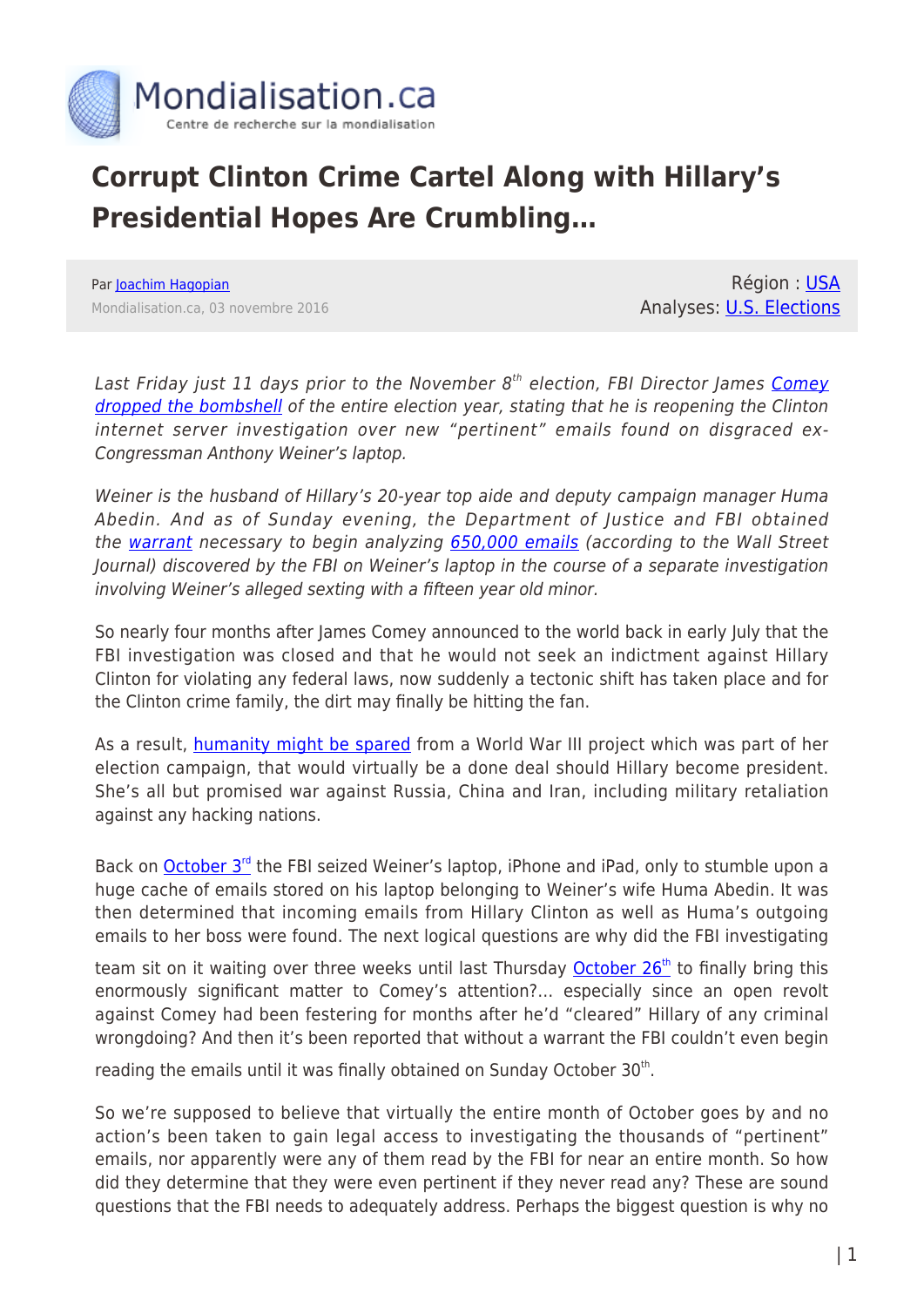# Corrupt Clinton Crime Cartel Along with Hillary's Presidential Hopes Are Crumbling…

Par Joachim Hagopian
Mondialisation.ca, 03 novembre 2016

Région : USA
Analyses: U.S. Elections

*Last Friday just 11 days prior to the November 8th election, FBI Director James Comey dropped the bombshell of the entire election year, stating that he is reopening the Clinton internet server investigation over new "pertinent" emails found on disgraced ex-Congressman Anthony Weiner's laptop.*

*Weiner is the husband of Hillary's 20-year top aide and deputy campaign manager Huma Abedin. And as of Sunday evening, the Department of Justice and FBI obtained the warrant necessary to begin analyzing 650,000 emails (according to the Wall Street Journal) discovered by the FBI on Weiner's laptop in the course of a separate investigation involving Weiner's alleged sexting with a fifteen year old minor.*

So nearly four months after James Comey announced to the world back in early July that the FBI investigation was closed and that he would not seek an indictment against Hillary Clinton for violating any federal laws, now suddenly a tectonic shift has taken place and for the Clinton crime family, the dirt may finally be hitting the fan.

As a result, humanity might be spared from a World War III project which was part of her election campaign, that would virtually be a done deal should Hillary become president. She's all but promised war against Russia, China and Iran, including military retaliation against any hacking nations.

Back on October 3rd the FBI seized Weiner's laptop, iPhone and iPad, only to stumble upon a huge cache of emails stored on his laptop belonging to Weiner's wife Huma Abedin. It was then determined that incoming emails from Hillary Clinton as well as Huma's outgoing emails to her boss were found. The next logical questions are why did the FBI investigating team sit on it waiting over three weeks until last Thursday October 26th to finally bring this enormously significant matter to Comey's attention?… especially since an open revolt against Comey had been festering for months after he'd "cleared" Hillary of any criminal wrongdoing? And then it's been reported that without a warrant the FBI couldn't even begin reading the emails until it was finally obtained on Sunday October 30th.

So we're supposed to believe that virtually the entire month of October goes by and no action's been taken to gain legal access to investigating the thousands of "pertinent" emails, nor apparently were any of them read by the FBI for near an entire month. So how did they determine that they were even pertinent if they never read any? These are sound questions that the FBI needs to adequately address. Perhaps the biggest question is why no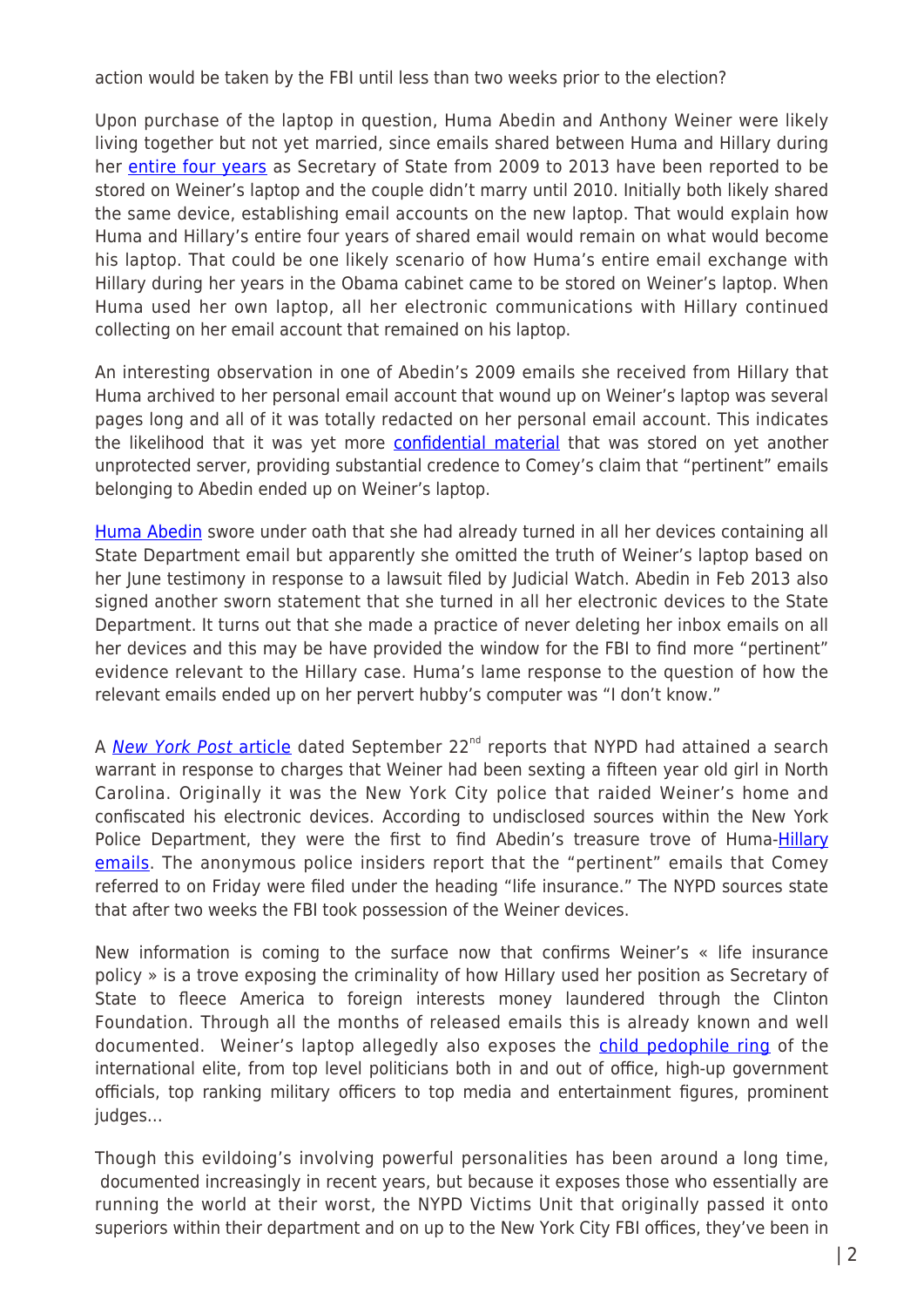action would be taken by the FBI until less than two weeks prior to the election?

Upon purchase of the laptop in question, Huma Abedin and Anthony Weiner were likely living together but not yet married, since emails shared between Huma and Hillary during her entire four years as Secretary of State from 2009 to 2013 have been reported to be stored on Weiner's laptop and the couple didn't marry until 2010. Initially both likely shared the same device, establishing email accounts on the new laptop. That would explain how Huma and Hillary's entire four years of shared email would remain on what would become his laptop. That could be one likely scenario of how Huma's entire email exchange with Hillary during her years in the Obama cabinet came to be stored on Weiner's laptop. When Huma used her own laptop, all her electronic communications with Hillary continued collecting on her email account that remained on his laptop.

An interesting observation in one of Abedin's 2009 emails she received from Hillary that Huma archived to her personal email account that wound up on Weiner's laptop was several pages long and all of it was totally redacted on her personal email account. This indicates the likelihood that it was yet more confidential material that was stored on yet another unprotected server, providing substantial credence to Comey's claim that "pertinent" emails belonging to Abedin ended up on Weiner's laptop.

Huma Abedin swore under oath that she had already turned in all her devices containing all State Department email but apparently she omitted the truth of Weiner's laptop based on her June testimony in response to a lawsuit filed by Judicial Watch. Abedin in Feb 2013 also signed another sworn statement that she turned in all her electronic devices to the State Department. It turns out that she made a practice of never deleting her inbox emails on all her devices and this may be have provided the window for the FBI to find more "pertinent" evidence relevant to the Hillary case. Huma's lame response to the question of how the relevant emails ended up on her pervert hubby's computer was "I don't know."

A *New York Post* article dated September 22nd reports that NYPD had attained a search warrant in response to charges that Weiner had been sexting a fifteen year old girl in North Carolina. Originally it was the New York City police that raided Weiner's home and confiscated his electronic devices. According to undisclosed sources within the New York Police Department, they were the first to find Abedin's treasure trove of Huma-Hillary emails. The anonymous police insiders report that the "pertinent" emails that Comey referred to on Friday were filed under the heading "life insurance." The NYPD sources state that after two weeks the FBI took possession of the Weiner devices.

New information is coming to the surface now that confirms Weiner's « life insurance policy » is a trove exposing the criminality of how Hillary used her position as Secretary of State to fleece America to foreign interests money laundered through the Clinton Foundation. Through all the months of released emails this is already known and well documented. Weiner's laptop allegedly also exposes the child pedophile ring of the international elite, from top level politicians both in and out of office, high-up government officials, top ranking military officers to top media and entertainment figures, prominent judges…

Though this evildoing's involving powerful personalities has been around a long time, documented increasingly in recent years, but because it exposes those who essentially are running the world at their worst, the NYPD Victims Unit that originally passed it onto superiors within their department and on up to the New York City FBI offices, they've been in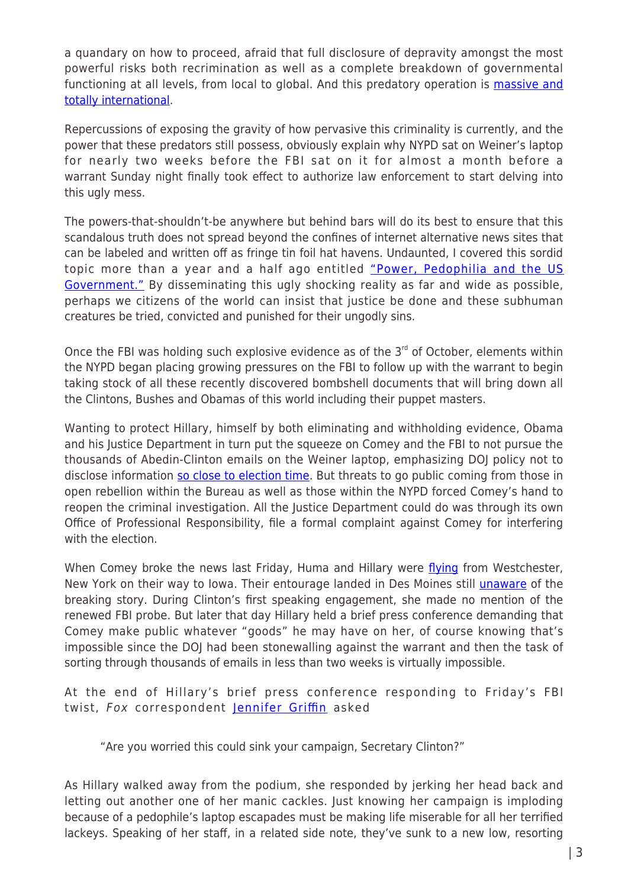a quandary on how to proceed, afraid that full disclosure of depravity amongst the most powerful risks both recrimination as well as a complete breakdown of governmental functioning at all levels, from local to global. And this predatory operation is massive and totally international.

Repercussions of exposing the gravity of how pervasive this criminality is currently, and the power that these predators still possess, obviously explain why NYPD sat on Weiner's laptop for nearly two weeks before the FBI sat on it for almost a month before a warrant Sunday night finally took effect to authorize law enforcement to start delving into this ugly mess.

The powers-that-shouldn't-be anywhere but behind bars will do its best to ensure that this scandalous truth does not spread beyond the confines of internet alternative news sites that can be labeled and written off as fringe tin foil hat havens. Undaunted, I covered this sordid topic more than a year and a half ago entitled "Power, Pedophilia and the US Government." By disseminating this ugly shocking reality as far and wide as possible, perhaps we citizens of the world can insist that justice be done and these subhuman creatures be tried, convicted and punished for their ungodly sins.

Once the FBI was holding such explosive evidence as of the 3rd of October, elements within the NYPD began placing growing pressures on the FBI to follow up with the warrant to begin taking stock of all these recently discovered bombshell documents that will bring down all the Clintons, Bushes and Obamas of this world including their puppet masters.

Wanting to protect Hillary, himself by both eliminating and withholding evidence, Obama and his Justice Department in turn put the squeeze on Comey and the FBI to not pursue the thousands of Abedin-Clinton emails on the Weiner laptop, emphasizing DOJ policy not to disclose information so close to election time. But threats to go public coming from those in open rebellion within the Bureau as well as those within the NYPD forced Comey's hand to reopen the criminal investigation. All the Justice Department could do was through its own Office of Professional Responsibility, file a formal complaint against Comey for interfering with the election.

When Comey broke the news last Friday, Huma and Hillary were flying from Westchester, New York on their way to Iowa. Their entourage landed in Des Moines still unaware of the breaking story. During Clinton's first speaking engagement, she made no mention of the renewed FBI probe. But later that day Hillary held a brief press conference demanding that Comey make public whatever "goods" he may have on her, of course knowing that's impossible since the DOJ had been stonewalling against the warrant and then the task of sorting through thousands of emails in less than two weeks is virtually impossible.

At the end of Hillary's brief press conference responding to Friday's FBI twist, *Fox* correspondent Jennifer Griffin asked

> "Are you worried this could sink your campaign, Secretary Clinton?"

As Hillary walked away from the podium, she responded by jerking her head back and letting out another one of her manic cackles. Just knowing her campaign is imploding because of a pedophile's laptop escapades must be making life miserable for all her terrified lackeys. Speaking of her staff, in a related side note, they've sunk to a new low, resorting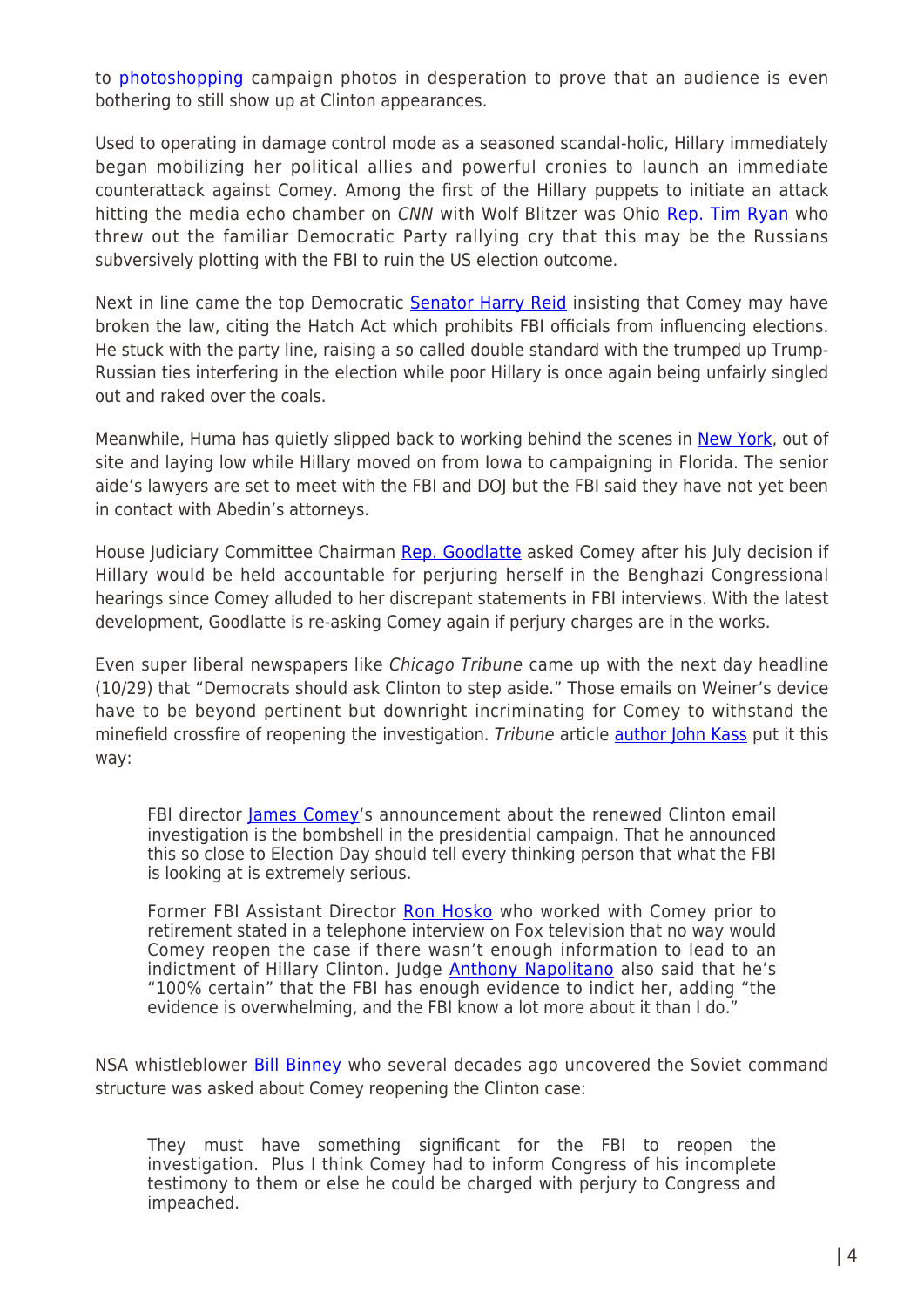to photoshopping campaign photos in desperation to prove that an audience is even bothering to still show up at Clinton appearances.

Used to operating in damage control mode as a seasoned scandal-holic, Hillary immediately began mobilizing her political allies and powerful cronies to launch an immediate counterattack against Comey. Among the first of the Hillary puppets to initiate an attack hitting the media echo chamber on *CNN* with Wolf Blitzer was Ohio Rep. Tim Ryan who threw out the familiar Democratic Party rallying cry that this may be the Russians subversively plotting with the FBI to ruin the US election outcome.

Next in line came the top Democratic Senator Harry Reid insisting that Comey may have broken the law, citing the Hatch Act which prohibits FBI officials from influencing elections. He stuck with the party line, raising a so called double standard with the trumped up Trump-Russian ties interfering in the election while poor Hillary is once again being unfairly singled out and raked over the coals.

Meanwhile, Huma has quietly slipped back to working behind the scenes in New York, out of site and laying low while Hillary moved on from Iowa to campaigning in Florida. The senior aide's lawyers are set to meet with the FBI and DOJ but the FBI said they have not yet been in contact with Abedin's attorneys.

House Judiciary Committee Chairman Rep. Goodlatte asked Comey after his July decision if Hillary would be held accountable for perjuring herself in the Benghazi Congressional hearings since Comey alluded to her discrepant statements in FBI interviews. With the latest development, Goodlatte is re-asking Comey again if perjury charges are in the works.

Even super liberal newspapers like *Chicago Tribune* came up with the next day headline (10/29) that "Democrats should ask Clinton to step aside." Those emails on Weiner's device have to be beyond pertinent but downright incriminating for Comey to withstand the minefield crossfire of reopening the investigation. *Tribune* article author John Kass put it this way:

> FBI director James Comey's announcement about the renewed Clinton email investigation is the bombshell in the presidential campaign. That he announced this so close to Election Day should tell every thinking person that what the FBI is looking at is extremely serious.
>
> Former FBI Assistant Director Ron Hosko who worked with Comey prior to retirement stated in a telephone interview on Fox television that no way would Comey reopen the case if there wasn't enough information to lead to an indictment of Hillary Clinton. Judge Anthony Napolitano also said that he's "100% certain" that the FBI has enough evidence to indict her, adding "the evidence is overwhelming, and the FBI know a lot more about it than I do."

NSA whistleblower Bill Binney who several decades ago uncovered the Soviet command structure was asked about Comey reopening the Clinton case:

> They must have something significant for the FBI to reopen the investigation. Plus I think Comey had to inform Congress of his incomplete testimony to them or else he could be charged with perjury to Congress and impeached.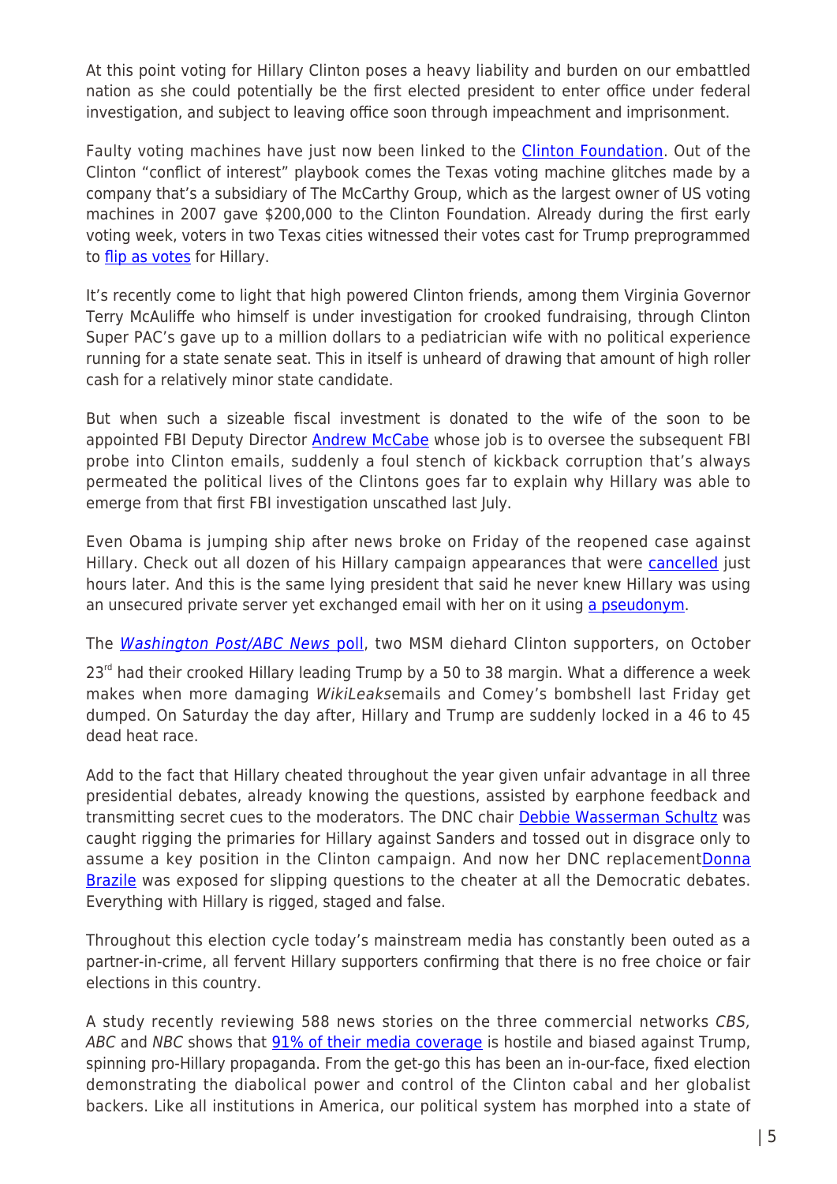At this point voting for Hillary Clinton poses a heavy liability and burden on our embattled nation as she could potentially be the first elected president to enter office under federal investigation, and subject to leaving office soon through impeachment and imprisonment.

Faulty voting machines have just now been linked to the Clinton Foundation. Out of the Clinton "conflict of interest" playbook comes the Texas voting machine glitches made by a company that's a subsidiary of The McCarthy Group, which as the largest owner of US voting machines in 2007 gave $200,000 to the Clinton Foundation. Already during the first early voting week, voters in two Texas cities witnessed their votes cast for Trump preprogrammed to flip as votes for Hillary.

It's recently come to light that high powered Clinton friends, among them Virginia Governor Terry McAuliffe who himself is under investigation for crooked fundraising, through Clinton Super PAC's gave up to a million dollars to a pediatrician wife with no political experience running for a state senate seat. This in itself is unheard of drawing that amount of high roller cash for a relatively minor state candidate.

But when such a sizeable fiscal investment is donated to the wife of the soon to be appointed FBI Deputy Director Andrew McCabe whose job is to oversee the subsequent FBI probe into Clinton emails, suddenly a foul stench of kickback corruption that's always permeated the political lives of the Clintons goes far to explain why Hillary was able to emerge from that first FBI investigation unscathed last July.

Even Obama is jumping ship after news broke on Friday of the reopened case against Hillary. Check out all dozen of his Hillary campaign appearances that were cancelled just hours later. And this is the same lying president that said he never knew Hillary was using an unsecured private server yet exchanged email with her on it using a pseudonym.

The *Washington Post/ABC News* poll, two MSM diehard Clinton supporters, on October 23rd had their crooked Hillary leading Trump by a 50 to 38 margin. What a difference a week makes when more damaging *WikiLeaks*emails and Comey's bombshell last Friday get dumped. On Saturday the day after, Hillary and Trump are suddenly locked in a 46 to 45 dead heat race.

Add to the fact that Hillary cheated throughout the year given unfair advantage in all three presidential debates, already knowing the questions, assisted by earphone feedback and transmitting secret cues to the moderators. The DNC chair Debbie Wasserman Schultz was caught rigging the primaries for Hillary against Sanders and tossed out in disgrace only to assume a key position in the Clinton campaign. And now her DNC replacementDonna Brazile was exposed for slipping questions to the cheater at all the Democratic debates. Everything with Hillary is rigged, staged and false.

Throughout this election cycle today's mainstream media has constantly been outed as a partner-in-crime, all fervent Hillary supporters confirming that there is no free choice or fair elections in this country.

A study recently reviewing 588 news stories on the three commercial networks *CBS, ABC* and *NBC* shows that 91% of their media coverage is hostile and biased against Trump, spinning pro-Hillary propaganda. From the get-go this has been an in-our-face, fixed election demonstrating the diabolical power and control of the Clinton cabal and her globalist backers. Like all institutions in America, our political system has morphed into a state of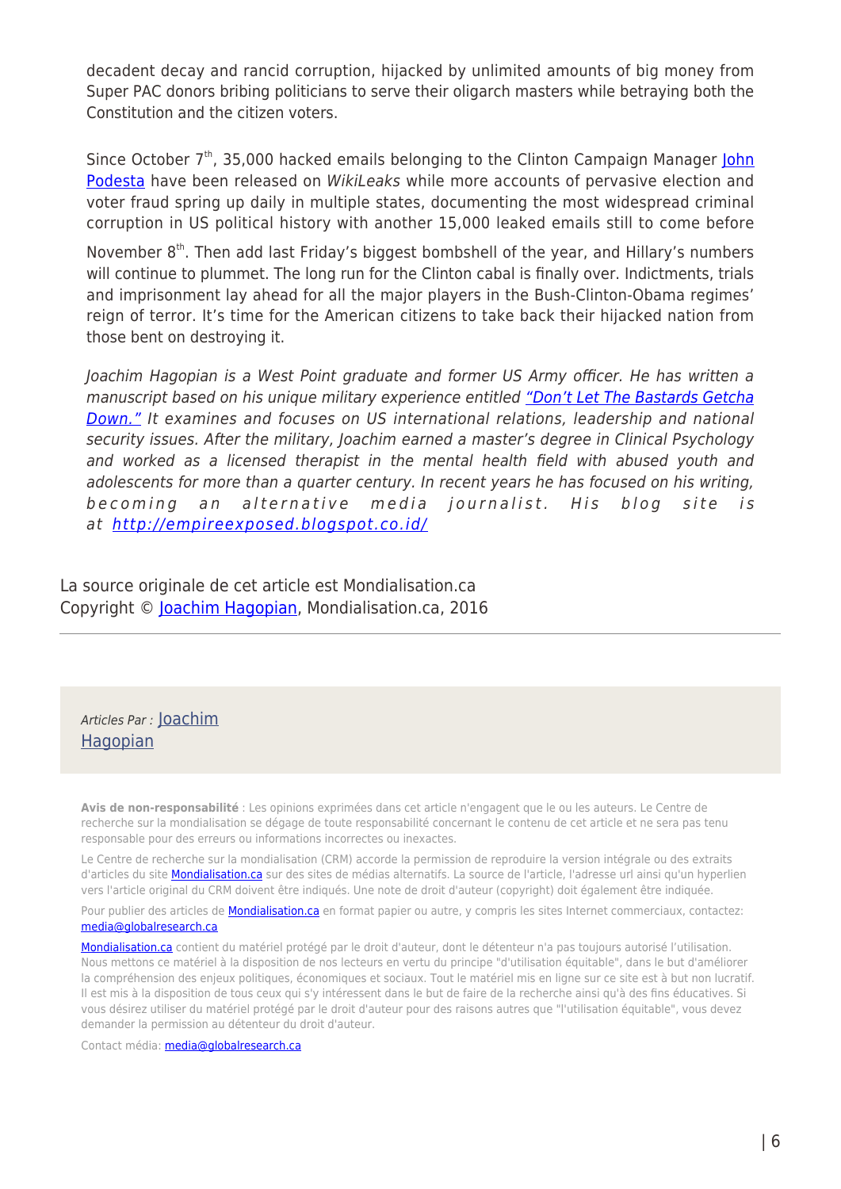decadent decay and rancid corruption, hijacked by unlimited amounts of big money from Super PAC donors bribing politicians to serve their oligarch masters while betraying both the Constitution and the citizen voters.

Since October 7th, 35,000 hacked emails belonging to the Clinton Campaign Manager John Podesta have been released on *WikiLeaks* while more accounts of pervasive election and voter fraud spring up daily in multiple states, documenting the most widespread criminal corruption in US political history with another 15,000 leaked emails still to come before November 8th. Then add last Friday's biggest bombshell of the year, and Hillary's numbers will continue to plummet. The long run for the Clinton cabal is finally over. Indictments, trials and imprisonment lay ahead for all the major players in the Bush-Clinton-Obama regimes' reign of terror. It's time for the American citizens to take back their hijacked nation from those bent on destroying it.

*Joachim Hagopian is a West Point graduate and former US Army officer. He has written a manuscript based on his unique military experience entitled "Don't Let The Bastards Getcha Down." It examines and focuses on US international relations, leadership and national security issues. After the military, Joachim earned a master's degree in Clinical Psychology and worked as a licensed therapist in the mental health field with abused youth and adolescents for more than a quarter century. In recent years he has focused on his writing, becoming an alternative media journalist. His blog site is at http://empireexposed.blogspot.co.id/*

La source originale de cet article est Mondialisation.ca
Copyright © Joachim Hagopian, Mondialisation.ca, 2016

*Articles Par :* Joachim Hagopian

**Avis de non-responsabilité** : Les opinions exprimées dans cet article n'engagent que le ou les auteurs. Le Centre de recherche sur la mondialisation se dégage de toute responsabilité concernant le contenu de cet article et ne sera pas tenu responsable pour des erreurs ou informations incorrectes ou inexactes.

Le Centre de recherche sur la mondialisation (CRM) accorde la permission de reproduire la version intégrale ou des extraits d'articles du site Mondialisation.ca sur des sites de médias alternatifs. La source de l'article, l'adresse url ainsi qu'un hyperlien vers l'article original du CRM doivent être indiqués. Une note de droit d'auteur (copyright) doit également être indiquée.

Pour publier des articles de Mondialisation.ca en format papier ou autre, y compris les sites Internet commerciaux, contactez: media@globalresearch.ca

Mondialisation.ca contient du matériel protégé par le droit d'auteur, dont le détenteur n'a pas toujours autorisé l'utilisation. Nous mettons ce matériel à la disposition de nos lecteurs en vertu du principe "d'utilisation équitable", dans le but d'améliorer la compréhension des enjeux politiques, économiques et sociaux. Tout le matériel mis en ligne sur ce site est à but non lucratif. Il est mis à la disposition de tous ceux qui s'y intéressent dans le but de faire de la recherche ainsi qu'à des fins éducatives. Si vous désirez utiliser du matériel protégé par le droit d'auteur pour des raisons autres que "l'utilisation équitable", vous devez demander la permission au détenteur du droit d'auteur.

Contact média: media@globalresearch.ca